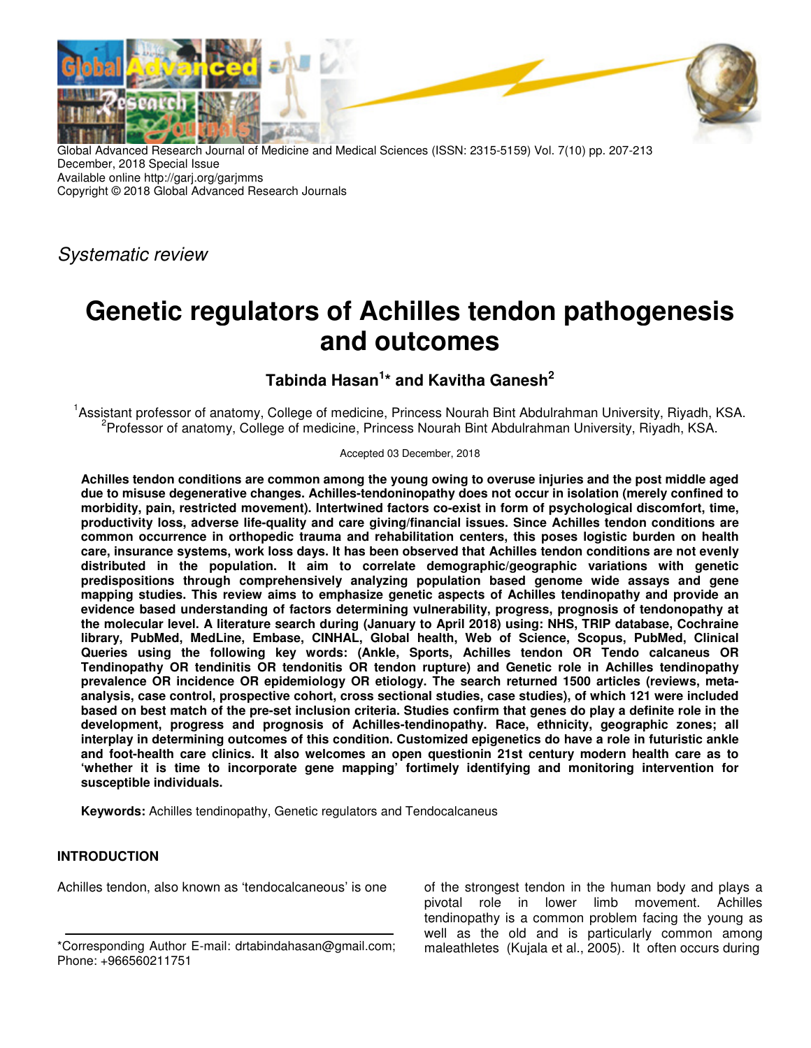Global Advanced Research Journal of Medicine and Medical Sciences (ISSN: 2315-5159) Vol. 7(10) pp. 207-213
December, 2018 Special Issue
Available online http://garj.org/garjmms
Copyright © 2018 Global Advanced Research Journals

*Systematic review*

# Genetic regulators of Achilles tendon pathogenesis and outcomes

**Tabinda Hasan[1]* and Kavitha Ganesh[2]**

[1]Assistant professor of anatomy, College of medicine, Princess Nourah Bint Abdulrahman University, Riyadh, KSA.
[2]Professor of anatomy, College of medicine, Princess Nourah Bint Abdulrahman University, Riyadh, KSA.

Accepted 03 December, 2018

**Achilles tendon conditions are common among the young owing to overuse injuries and the post middle aged due to misuse degenerative changes. Achilles-tendoninopathy does not occur in isolation (merely confined to morbidity, pain, restricted movement). Intertwined factors co-exist in form of psychological discomfort, time, productivity loss, adverse life-quality and care giving/financial issues. Since Achilles tendon conditions are common occurrence in orthopedic trauma and rehabilitation centers, this poses logistic burden on health care, insurance systems, work loss days. It has been observed that Achilles tendon conditions are not evenly distributed in the population. It aim to correlate demographic/geographic variations with genetic predispositions through comprehensively analyzing population based genome wide assays and gene mapping studies. This review aims to emphasize genetic aspects of Achilles tendinopathy and provide an evidence based understanding of factors determining vulnerability, progress, prognosis of tendonopathy at the molecular level. A literature search during (January to April 2018) using: NHS, TRIP database, Cochraine library, PubMed, MedLine, Embase, CINHAL, Global health, Web of Science, Scopus, PubMed, Clinical Queries using the following key words: (Ankle, Sports, Achilles tendon OR Tendo calcaneus OR Tendinopathy OR tendinitis OR tendonitis OR tendon rupture) and Genetic role in Achilles tendinopathy prevalence OR incidence OR epidemiology OR etiology. The search returned 1500 articles (reviews, meta-analysis, case control, prospective cohort, cross sectional studies, case studies), of which 121 were included based on best match of the pre-set inclusion criteria. Studies confirm that genes do play a definite role in the development, progress and prognosis of Achilles-tendinopathy. Race, ethnicity, geographic zones; all interplay in determining outcomes of this condition. Customized epigenetics do have a role in futuristic ankle and foot-health care clinics. It also welcomes an open questionin 21st century modern health care as to 'whether it is time to incorporate gene mapping' fortimely identifying and monitoring intervention for susceptible individuals.**

**Keywords:** Achilles tendinopathy, Genetic regulators and Tendocalcaneus

## INTRODUCTION

Achilles tendon, also known as 'tendocalcaneous' is one of the strongest tendon in the human body and plays a pivotal role in lower limb movement. Achilles tendinopathy is a common problem facing the young as well as the old and is particularly common among maleathletes (Kujala et al., 2005). It often occurs during

*Corresponding Author E-mail: drtabindahasan@gmail.com; Phone: +966560211751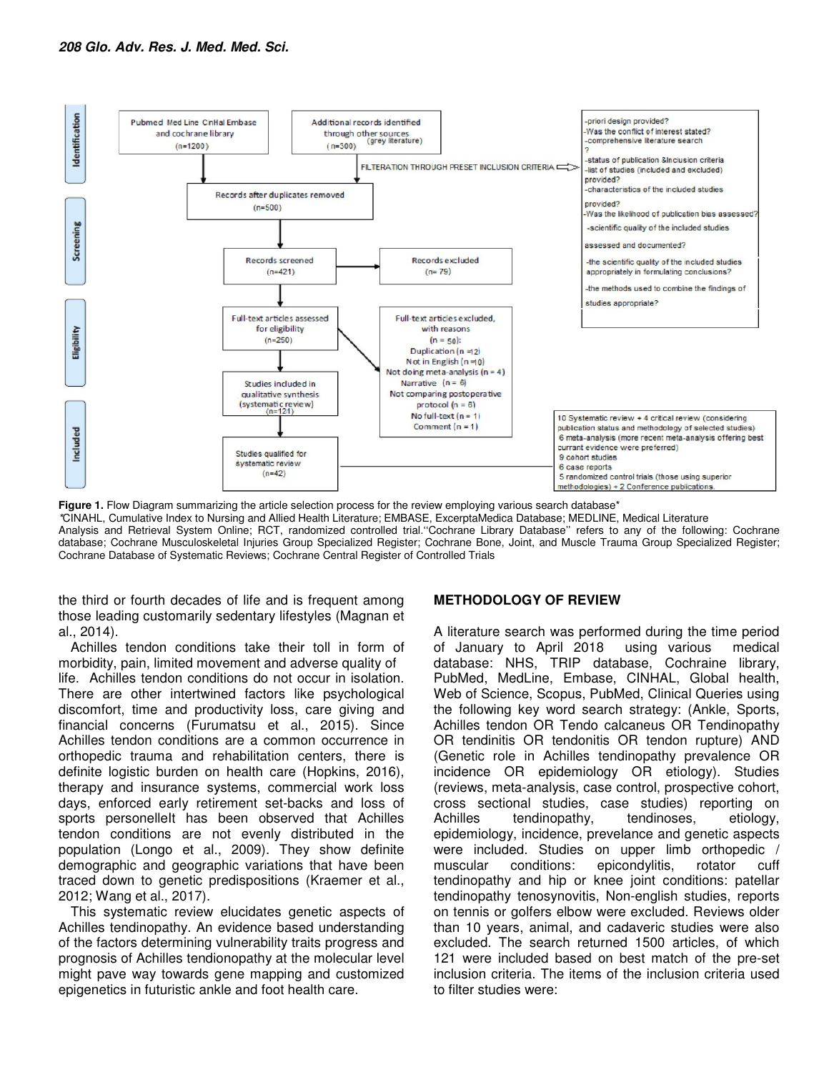| Identification | Pubmed Med Line CinHal Embase and cochrane library (n=1200) | Additional records identified through other sources (grey literature) (n=300) |
|---|---|---|

FILTERATION THROUGH PRESET INCLUSION CRITERIA

- -priori design provided?
- -Was the conflict of interest stated?
- -comprehensive literature search ?
- -status of publication &Inclusion criteria
- -list of studies (included and excluded) provided?
- -characteristics of the included studies provided?
- -Was the likelihood of publication bias assessed?
- -scientific quality of the included studies assessed and documented?
- -the scientific quality of the included studies appropriately in formulating conclusions?
- -the methods used to combine the findings of studies appropriate?

**Screening**

Records after duplicates removed (n=500)

Records screened (n=421) → Records excluded (n= 79)

**Eligibility**

Full-text articles assessed for eligibility (n=250) → Full-text articles excluded, with reasons (n = 50): Duplication (n =12) Not in English (n =10) Not doing meta-analysis (n = 4) Narrative (n = 6) Not comparing postoperative protocol (n = 8) No full-text (n = 1) Comment (n = 1)

Studies included in qualitative synthesis (systematic review) (n=121)

**Included**

Studies qualified for systematic review (n=42) → 10 Systematic review + 4 critical review (considering publication status and methodology of selected studies) 6 meta-analysis (more recent meta-analysis offering best currant evidence were preferred) 9 cohort studies 6 case reports 5 randomized control trials (those using superior methodologies) + 2 Conference publications.

**Figure 1.** Flow Diagram summarizing the article selection process for the review employing various search database*
*CINAHL, Cumulative Index to Nursing and Allied Health Literature; EMBASE, ExcerptaMedica Database; MEDLINE, Medical Literature Analysis and Retrieval System Online; RCT, randomized controlled trial.''Cochrane Library Database'' refers to any of the following: Cochrane database; Cochrane Musculoskeletal Injuries Group Specialized Register; Cochrane Bone, Joint, and Muscle Trauma Group Specialized Register; Cochrane Database of Systematic Reviews; Cochrane Central Register of Controlled Trials

the third or fourth decades of life and is frequent among those leading customarily sedentary lifestyles (Magnan et al., 2014).

Achilles tendon conditions take their toll in form of morbidity, pain, limited movement and adverse quality of life. Achilles tendon conditions do not occur in isolation. There are other intertwined factors like psychological discomfort, time and productivity loss, care giving and financial concerns (Furumatsu et al., 2015). Since Achilles tendon conditions are a common occurrence in orthopedic trauma and rehabilitation centers, there is definite logistic burden on health care (Hopkins, 2016), therapy and insurance systems, commercial work loss days, enforced early retirement set-backs and loss of sports personelleIt has been observed that Achilles tendon conditions are not evenly distributed in the population (Longo et al., 2009). They show definite demographic and geographic variations that have been traced down to genetic predispositions (Kraemer et al., 2012; Wang et al., 2017).

This systematic review elucidates genetic aspects of Achilles tendinopathy. An evidence based understanding of the factors determining vulnerability traits progress and prognosis of Achilles tendionopathy at the molecular level might pave way towards gene mapping and customized epigenetics in futuristic ankle and foot health care.

## METHODOLOGY OF REVIEW

A literature search was performed during the time period of January to April 2018 using various medical database: NHS, TRIP database, Cochraine library, PubMed, MedLine, Embase, CINHAL, Global health, Web of Science, Scopus, PubMed, Clinical Queries using the following key word search strategy: (Ankle, Sports, Achilles tendon OR Tendo calcaneus OR Tendinopathy OR tendinitis OR tendonitis OR tendon rupture) AND (Genetic role in Achilles tendinopathy prevalence OR incidence OR epidemiology OR etiology). Studies (reviews, meta-analysis, case control, prospective cohort, cross sectional studies, case studies) reporting on Achilles tendinopathy, tendinoses, etiology, epidemiology, incidence, prevelance and genetic aspects were included. Studies on upper limb orthopedic / muscular conditions: epicondylitis, rotator cuff tendinopathy and hip or knee joint conditions: patellar tendinopathy tenosynovitis, Non-english studies, reports on tennis or golfers elbow were excluded. Reviews older than 10 years, animal, and cadaveric studies were also excluded. The search returned 1500 articles, of which 121 were included based on best match of the pre-set inclusion criteria. The items of the inclusion criteria used to filter studies were: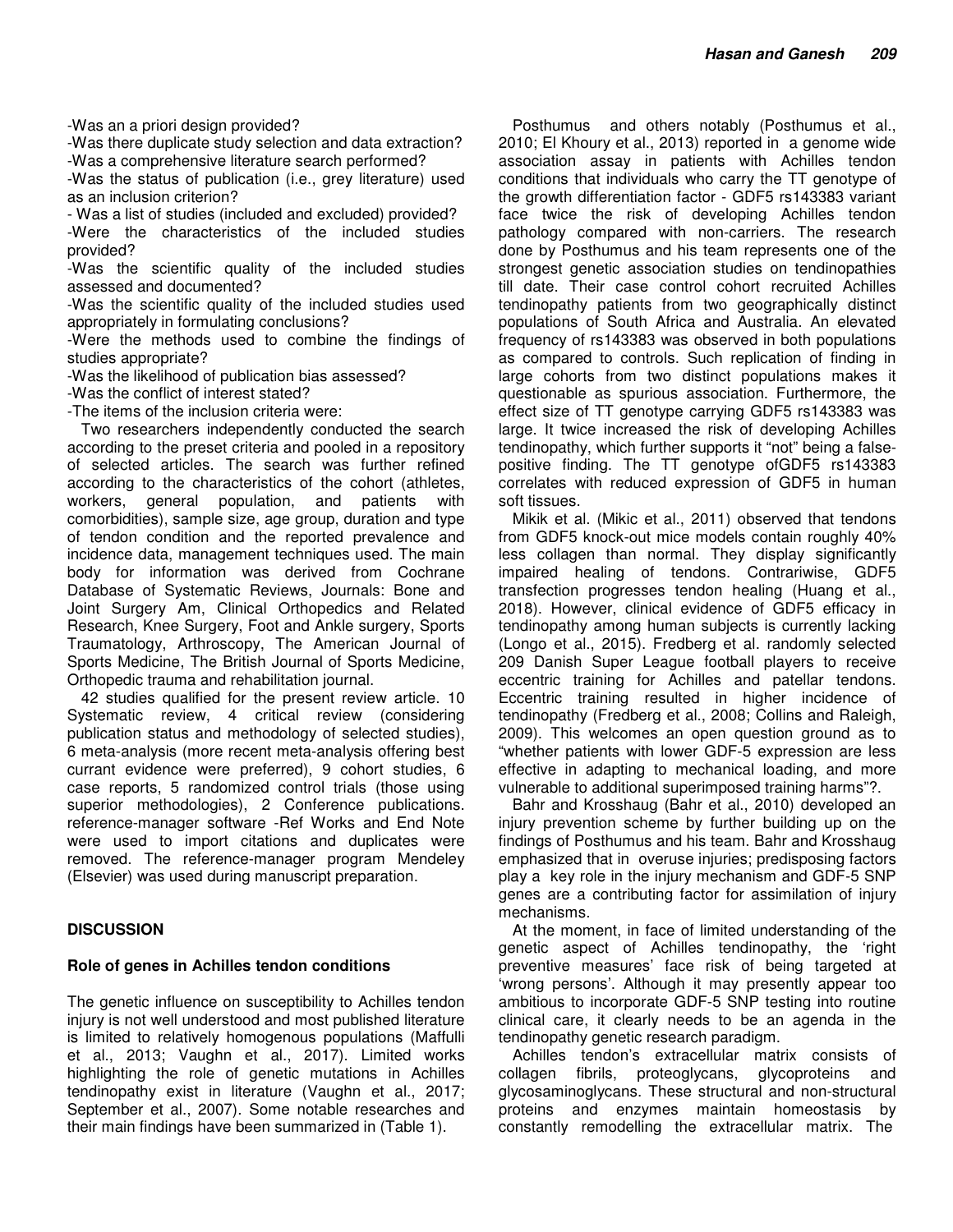-Was an a priori design provided?
-Was there duplicate study selection and data extraction?
-Was a comprehensive literature search performed?
-Was the status of publication (i.e., grey literature) used as an inclusion criterion?
- Was a list of studies (included and excluded) provided?
-Were the characteristics of the included studies provided?
-Was the scientific quality of the included studies assessed and documented?
-Was the scientific quality of the included studies used appropriately in formulating conclusions?
-Were the methods used to combine the findings of studies appropriate?
-Was the likelihood of publication bias assessed?
-Was the conflict of interest stated?
-The items of the inclusion criteria were:

Two researchers independently conducted the search according to the preset criteria and pooled in a repository of selected articles. The search was further refined according to the characteristics of the cohort (athletes, workers, general population, and patients with comorbidities), sample size, age group, duration and type of tendon condition and the reported prevalence and incidence data, management techniques used. The main body for information was derived from Cochrane Database of Systematic Reviews, Journals: Bone and Joint Surgery Am, Clinical Orthopedics and Related Research, Knee Surgery, Foot and Ankle surgery, Sports Traumatology, Arthroscopy, The American Journal of Sports Medicine, The British Journal of Sports Medicine, Orthopedic trauma and rehabilitation journal.

42 studies qualified for the present review article. 10 Systematic review, 4 critical review (considering publication status and methodology of selected studies), 6 meta-analysis (more recent meta-analysis offering best currant evidence were preferred), 9 cohort studies, 6 case reports, 5 randomized control trials (those using superior methodologies), 2 Conference publications. reference-manager software -Ref Works and End Note were used to import citations and duplicates were removed. The reference-manager program Mendeley (Elsevier) was used during manuscript preparation.

## DISCUSSION

### Role of genes in Achilles tendon conditions

The genetic influence on susceptibility to Achilles tendon injury is not well understood and most published literature is limited to relatively homogenous populations (Maffulli et al., 2013; Vaughn et al., 2017). Limited works highlighting the role of genetic mutations in Achilles tendinopathy exist in literature (Vaughn et al., 2017; September et al., 2007). Some notable researches and their main findings have been summarized in (Table 1).

Posthumus and others notably (Posthumus et al., 2010; El Khoury et al., 2013) reported in a genome wide association assay in patients with Achilles tendon conditions that individuals who carry the TT genotype of the growth differentiation factor - GDF5 rs143383 variant face twice the risk of developing Achilles tendon pathology compared with non-carriers. The research done by Posthumus and his team represents one of the strongest genetic association studies on tendinopathies till date. Their case control cohort recruited Achilles tendinopathy patients from two geographically distinct populations of South Africa and Australia. An elevated frequency of rs143383 was observed in both populations as compared to controls. Such replication of finding in large cohorts from two distinct populations makes it questionable as spurious association. Furthermore, the effect size of TT genotype carrying GDF5 rs143383 was large. It twice increased the risk of developing Achilles tendinopathy, which further supports it "not" being a false-positive finding. The TT genotype ofGDF5 rs143383 correlates with reduced expression of GDF5 in human soft tissues.

Mikik et al. (Mikic et al., 2011) observed that tendons from GDF5 knock-out mice models contain roughly 40% less collagen than normal. They display significantly impaired healing of tendons. Contrariwise, GDF5 transfection progresses tendon healing (Huang et al., 2018). However, clinical evidence of GDF5 efficacy in tendinopathy among human subjects is currently lacking (Longo et al., 2015). Fredberg et al. randomly selected 209 Danish Super League football players to receive eccentric training for Achilles and patellar tendons. Eccentric training resulted in higher incidence of tendinopathy (Fredberg et al., 2008; Collins and Raleigh, 2009). This welcomes an open question ground as to "whether patients with lower GDF-5 expression are less effective in adapting to mechanical loading, and more vulnerable to additional superimposed training harms"?.

Bahr and Krosshaug (Bahr et al., 2010) developed an injury prevention scheme by further building up on the findings of Posthumus and his team. Bahr and Krosshaug emphasized that in overuse injuries; predisposing factors play a key role in the injury mechanism and GDF-5 SNP genes are a contributing factor for assimilation of injury mechanisms.

At the moment, in face of limited understanding of the genetic aspect of Achilles tendinopathy, the 'right preventive measures' face risk of being targeted at 'wrong persons'. Although it may presently appear too ambitious to incorporate GDF-5 SNP testing into routine clinical care, it clearly needs to be an agenda in the tendinopathy genetic research paradigm.

Achilles tendon's extracellular matrix consists of collagen fibrils, proteoglycans, glycoproteins and glycosaminoglycans. These structural and non-structural proteins and enzymes maintain homeostasis by constantly remodelling the extracellular matrix. The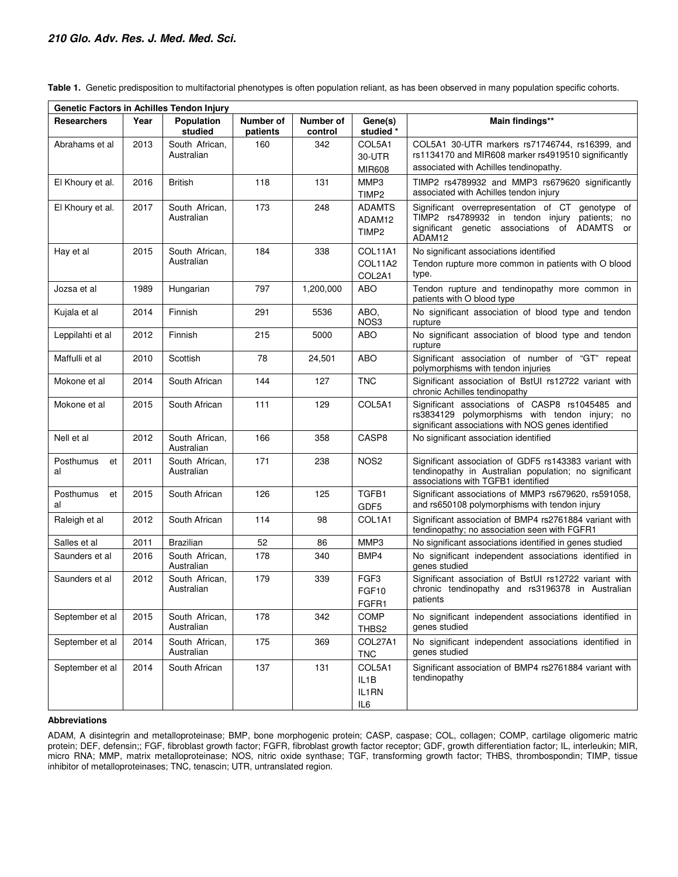**Table 1.** Genetic predisposition to multifactorial phenotypes is often population reliant, as has been observed in many population specific cohorts.

| Genetic Factors in Achilles Tendon Injury | | | | | | |
|---|---|---|---|---|---|---|
| **Researchers** | **Year** | **Population studied** | **Number of patients** | **Number of control** | **Gene(s) studied \*** | **Main findings\*\*** |
| Abrahams et al | 2013 | South African, Australian | 160 | 342 | COL5A1 30-UTR MIR608 | COL5A1 30-UTR markers rs71746744, rs16399, and rs1134170 and MIR608 marker rs4919510 significantly associated with Achilles tendinopathy. |
| El Khoury et al. | 2016 | British | 118 | 131 | MMP3 TIMP2 | TIMP2 rs4789932 and MMP3 rs679620 significantly associated with Achilles tendon injury |
| El Khoury et al. | 2017 | South African, Australian | 173 | 248 | ADAMTS ADAM12 TIMP2 | Significant overrepresentation of CT genotype of TIMP2 rs4789932 in tendon injury patients; no significant genetic associations of ADAMTS or ADAM12 |
| Hay et al | 2015 | South African, Australian | 184 | 338 | COL11A1 COL11A2 COL2A1 | No significant associations identified Tendon rupture more common in patients with O blood type. |
| Jozsa et al | 1989 | Hungarian | 797 | 1,200,000 | ABO | Tendon rupture and tendinopathy more common in patients with O blood type |
| Kujala et al | 2014 | Finnish | 291 | 5536 | ABO, NOS3 | No significant association of blood type and tendon rupture |
| Leppilahti et al | 2012 | Finnish | 215 | 5000 | ABO | No significant association of blood type and tendon rupture |
| Maffulli et al | 2010 | Scottish | 78 | 24,501 | ABO | Significant association of number of "GT" repeat polymorphisms with tendon injuries |
| Mokone et al | 2014 | South African | 144 | 127 | TNC | Significant association of BstUI rs12722 variant with chronic Achilles tendinopathy |
| Mokone et al | 2015 | South African | 111 | 129 | COL5A1 | Significant associations of CASP8 rs1045485 and rs3834129 polymorphisms with tendon injury; no significant associations with NOS genes identified |
| Nell et al | 2012 | South African, Australian | 166 | 358 | CASP8 | No significant association identified |
| Posthumus et al | 2011 | South African, Australian | 171 | 238 | NOS2 | Significant association of GDF5 rs143383 variant with tendinopathy in Australian population; no significant associations with TGFB1 identified |
| Posthumus et al | 2015 | South African | 126 | 125 | TGFB1 GDF5 | Significant associations of MMP3 rs679620, rs591058, and rs650108 polymorphisms with tendon injury |
| Raleigh et al | 2012 | South African | 114 | 98 | COL1A1 | Significant association of BMP4 rs2761884 variant with tendinopathy; no association seen with FGFR1 |
| Salles et al | 2011 | Brazilian | 52 | 86 | MMP3 | No significant associations identified in genes studied |
| Saunders et al | 2016 | South African, Australian | 178 | 340 | BMP4 | No significant independent associations identified in genes studied |
| Saunders et al | 2012 | South African, Australian | 179 | 339 | FGF3 FGF10 FGFR1 | Significant association of BstUI rs12722 variant with chronic tendinopathy and rs3196378 in Australian patients |
| September et al | 2015 | South African, Australian | 178 | 342 | COMP THBS2 | No significant independent associations identified in genes studied |
| September et al | 2014 | South African, Australian | 175 | 369 | COL27A1 TNC | No significant independent associations identified in genes studied |
| September et al | 2014 | South African | 137 | 131 | COL5A1 IL1B IL1RN IL6 | Significant association of BMP4 rs2761884 variant with tendinopathy |

**Abbreviations**

ADAM, A disintegrin and metalloproteinase; BMP, bone morphogenic protein; CASP, caspase; COL, collagen; COMP, cartilage oligomeric matric protein; DEF, defensin;; FGF, fibroblast growth factor; FGFR, fibroblast growth factor receptor; GDF, growth differentiation factor; IL, interleukin; MIR, micro RNA; MMP, matrix metalloproteinase; NOS, nitric oxide synthase; TGF, transforming growth factor; THBS, thrombospondin; TIMP, tissue inhibitor of metalloproteinases; TNC, tenascin; UTR, untranslated region.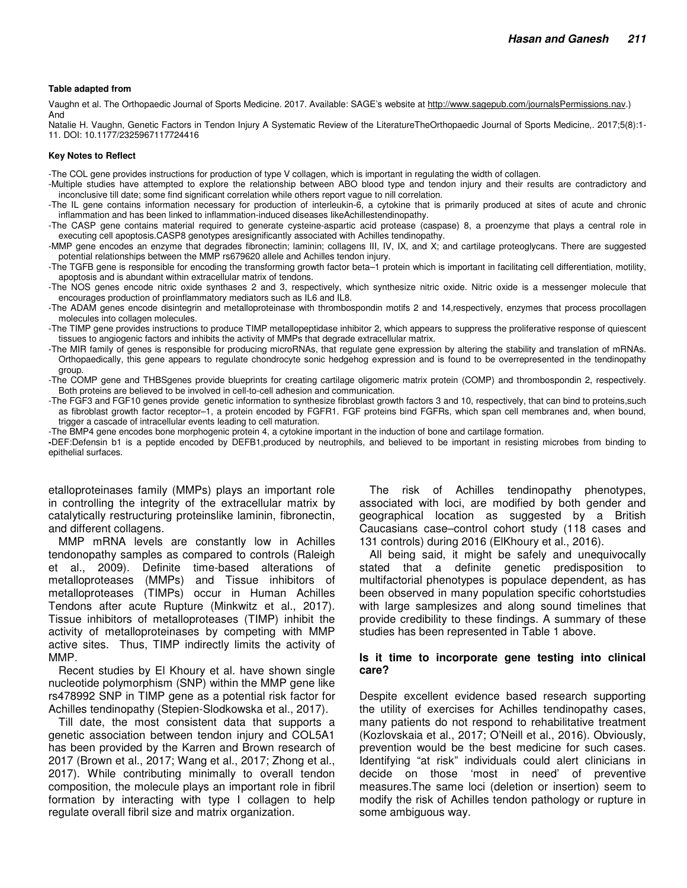**Table adapted from**

Vaughn et al. The Orthopaedic Journal of Sports Medicine. 2017. Available: SAGE's website at http://www.sagepub.com/journalsPermissions.nav.) And

Natalie H. Vaughn, Genetic Factors in Tendon Injury A Systematic Review of the LiteratureTheOrthopaedic Journal of Sports Medicine,. 2017;5(8):1-11. DOI: 10.1177/2325967117724416

**Key Notes to Reflect**

- The COL gene provides instructions for production of type V collagen, which is important in regulating the width of collagen.
- Multiple studies have attempted to explore the relationship between ABO blood type and tendon injury and their results are contradictory and inconclusive till date; some find significant correlation while others report vague to nill correlation.
- The IL gene contains information necessary for production of interleukin-6, a cytokine that is primarily produced at sites of acute and chronic inflammation and has been linked to inflammation-induced diseases likeAchillestendinopathy.
- The CASP gene contains material required to generate cysteine-aspartic acid protease (caspase) 8, a proenzyme that plays a central role in executing cell apoptosis.CASP8 genotypes aresignificantly associated with Achilles tendinopathy.
- MMP gene encodes an enzyme that degrades fibronectin; laminin; collagens III, IV, IX, and X; and cartilage proteoglycans. There are suggested potential relationships between the MMP rs679620 allele and Achilles tendon injury.
- The TGFB gene is responsible for encoding the transforming growth factor beta–1 protein which is important in facilitating cell differentiation, motility, apoptosis and is abundant within extracellular matrix of tendons.
- The NOS genes encode nitric oxide synthases 2 and 3, respectively, which synthesize nitric oxide. Nitric oxide is a messenger molecule that encourages production of proinflammatory mediators such as IL6 and IL8.
- The ADAM genes encode disintegrin and metalloproteinase with thrombospondin motifs 2 and 14,respectively, enzymes that process procollagen molecules into collagen molecules.
- The TIMP gene provides instructions to produce TIMP metallopeptidase inhibitor 2, which appears to suppress the proliferative response of quiescent tissues to angiogenic factors and inhibits the activity of MMPs that degrade extracellular matrix.
- The MIR family of genes is responsible for producing microRNAs, that regulate gene expression by altering the stability and translation of mRNAs. Orthopaedically, this gene appears to regulate chondrocyte sonic hedgehog expression and is found to be overrepresented in the tendinopathy group.
- The COMP gene and THBSgenes provide blueprints for creating cartilage oligomeric matrix protein (COMP) and thrombospondin 2, respectively. Both proteins are believed to be involved in cell-to-cell adhesion and communication.
- The FGF3 and FGF10 genes provide genetic information to synthesize fibroblast growth factors 3 and 10, respectively, that can bind to proteins,such as fibroblast growth factor receptor–1, a protein encoded by FGFR1. FGF proteins bind FGFRs, which span cell membranes and, when bound, trigger a cascade of intracellular events leading to cell maturation.
- The BMP4 gene encodes bone morphogenic protein 4, a cytokine important in the induction of bone and cartilage formation.
- DEF:Defensin b1 is a peptide encoded by DEFB1,produced by neutrophils, and believed to be important in resisting microbes from binding to epithelial surfaces.

etalloproteinases family (MMPs) plays an important role in controlling the integrity of the extracellular matrix by catalytically restructuring proteinslike laminin, fibronectin, and different collagens.

MMP mRNA levels are constantly low in Achilles tendonopathy samples as compared to controls (Raleigh et al., 2009). Definite time-based alterations of metalloproteases (MMPs) and Tissue inhibitors of metalloproteases (TIMPs) occur in Human Achilles Tendons after acute Rupture (Minkwitz et al., 2017). Tissue inhibitors of metalloproteases (TIMP) inhibit the activity of metalloproteinases by competing with MMP active sites. Thus, TIMP indirectly limits the activity of MMP.

Recent studies by El Khoury et al. have shown single nucleotide polymorphism (SNP) within the MMP gene like rs478992 SNP in TIMP gene as a potential risk factor for Achilles tendinopathy (Stepien-Slodkowska et al., 2017).

Till date, the most consistent data that supports a genetic association between tendon injury and COL5A1 has been provided by the Karren and Brown research of 2017 (Brown et al., 2017; Wang et al., 2017; Zhong et al., 2017). While contributing minimally to overall tendon composition, the molecule plays an important role in fibril formation by interacting with type I collagen to help regulate overall fibril size and matrix organization.

The risk of Achilles tendinopathy phenotypes, associated with loci, are modified by both gender and geographical location as suggested by a British Caucasians case–control cohort study (118 cases and 131 controls) during 2016 (ElKhoury et al., 2016).

All being said, it might be safely and unequivocally stated that a definite genetic predisposition to multifactorial phenotypes is populace dependent, as has been observed in many population specific cohortstudies with large samplesizes and along sound timelines that provide credibility to these findings. A summary of these studies has been represented in Table 1 above.

## Is it time to incorporate gene testing into clinical care?

Despite excellent evidence based research supporting the utility of exercises for Achilles tendinopathy cases, many patients do not respond to rehabilitative treatment (Kozlovskaia et al., 2017; O'Neill et al., 2016). Obviously, prevention would be the best medicine for such cases. Identifying "at risk" individuals could alert clinicians in decide on those 'most in need' of preventive measures.The same loci (deletion or insertion) seem to modify the risk of Achilles tendon pathology or rupture in some ambiguous way.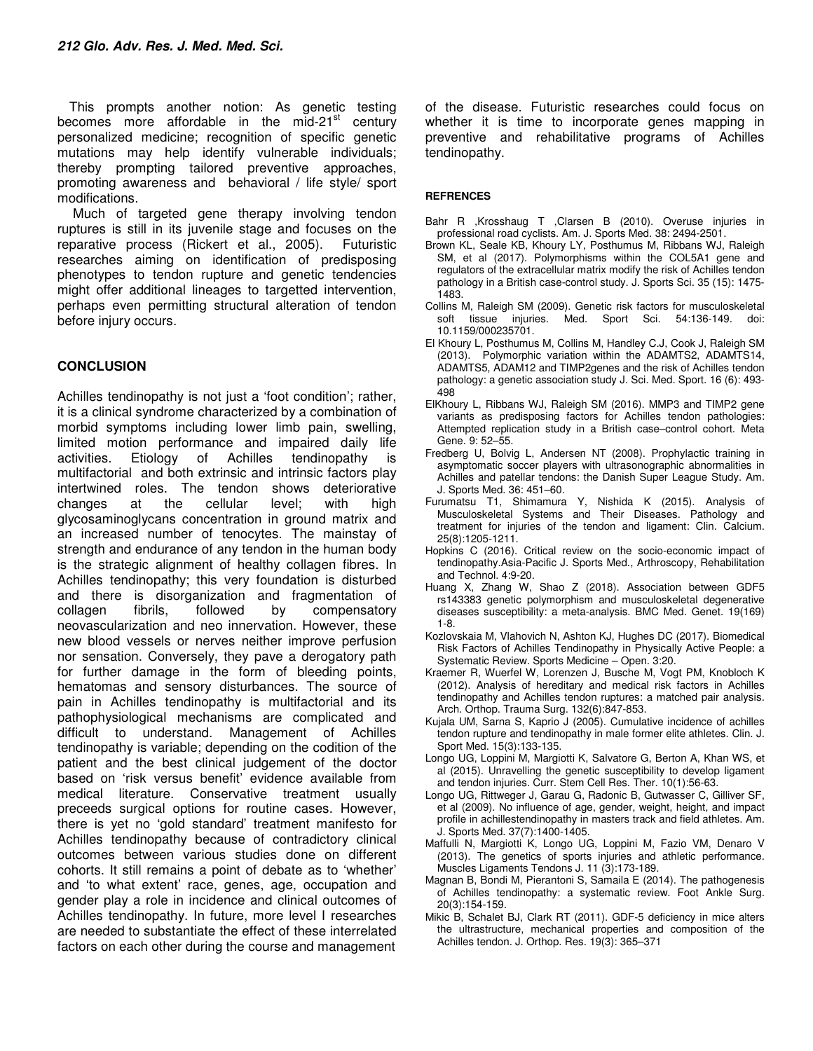This prompts another notion: As genetic testing becomes more affordable in the mid-21[st] century personalized medicine; recognition of specific genetic mutations may help identify vulnerable individuals; thereby prompting tailored preventive approaches, promoting awareness and behavioral / life style/ sport modifications.

Much of targeted gene therapy involving tendon ruptures is still in its juvenile stage and focuses on the reparative process (Rickert et al., 2005). Futuristic researches aiming on identification of predisposing phenotypes to tendon rupture and genetic tendencies might offer additional lineages to targetted intervention, perhaps even permitting structural alteration of tendon before injury occurs.

## CONCLUSION

Achilles tendinopathy is not just a 'foot condition'; rather, it is a clinical syndrome characterized by a combination of morbid symptoms including lower limb pain, swelling, limited motion performance and impaired daily life activities. Etiology of Achilles tendinopathy is multifactorial and both extrinsic and intrinsic factors play intertwined roles. The tendon shows deteriorative changes at the cellular level; with high glycosaminoglycans concentration in ground matrix and an increased number of tenocytes. The mainstay of strength and endurance of any tendon in the human body is the strategic alignment of healthy collagen fibres. In Achilles tendinopathy; this very foundation is disturbed and there is disorganization and fragmentation of collagen fibrils, followed by compensatory neovascularization and neo innervation. However, these new blood vessels or nerves neither improve perfusion nor sensation. Conversely, they pave a derogatory path for further damage in the form of bleeding points, hematomas and sensory disturbances. The source of pain in Achilles tendinopathy is multifactorial and its pathophysiological mechanisms are complicated and difficult to understand. Management of Achilles tendinopathy is variable; depending on the codition of the patient and the best clinical judgement of the doctor based on 'risk versus benefit' evidence available from medical literature. Conservative treatment usually preceeds surgical options for routine cases. However, there is yet no 'gold standard' treatment manifesto for Achilles tendinopathy because of contradictory clinical outcomes between various studies done on different cohorts. It still remains a point of debate as to 'whether' and 'to what extent' race, genes, age, occupation and gender play a role in incidence and clinical outcomes of Achilles tendinopathy. In future, more level I researches are needed to substantiate the effect of these interrelated factors on each other during the course and management of the disease. Futuristic researches could focus on whether it is time to incorporate genes mapping in preventive and rehabilitative programs of Achilles tendinopathy.

## REFRENCES

Bahr R ,Krosshaug T ,Clarsen B (2010). Overuse injuries in professional road cyclists. Am. J. Sports Med. 38: 2494-2501.

Brown KL, Seale KB, Khoury LY, Posthumus M, Ribbans WJ, Raleigh SM, et al (2017). Polymorphisms within the COL5A1 gene and regulators of the extracellular matrix modify the risk of Achilles tendon pathology in a British case-control study. J. Sports Sci. 35 (15): 1475-1483.

Collins M, Raleigh SM (2009). Genetic risk factors for musculoskeletal soft tissue injuries. Med. Sport Sci. 54:136-149. doi: 10.1159/000235701.

El Khoury L, Posthumus M, Collins M, Handley C.J, Cook J, Raleigh SM (2013). Polymorphic variation within the ADAMTS2, ADAMTS14, ADAMTS5, ADAM12 and TIMP2genes and the risk of Achilles tendon pathology: a genetic association study J. Sci. Med. Sport. 16 (6): 493-498

ElKhoury L, Ribbans WJ, Raleigh SM (2016). MMP3 and TIMP2 gene variants as predisposing factors for Achilles tendon pathologies: Attempted replication study in a British case–control cohort. Meta Gene. 9: 52–55.

Fredberg U, Bolvig L, Andersen NT (2008). Prophylactic training in asymptomatic soccer players with ultrasonographic abnormalities in Achilles and patellar tendons: the Danish Super League Study. Am. J. Sports Med. 36: 451–60.

Furumatsu T1, Shimamura Y, Nishida K (2015). Analysis of Musculoskeletal Systems and Their Diseases. Pathology and treatment for injuries of the tendon and ligament: Clin. Calcium. 25(8):1205-1211.

Hopkins C (2016). Critical review on the socio-economic impact of tendinopathy.Asia-Pacific J. Sports Med., Arthroscopy, Rehabilitation and Technol. 4:9-20.

Huang X, Zhang W, Shao Z (2018). Association between GDF5 rs143383 genetic polymorphism and musculoskeletal degenerative diseases susceptibility: a meta-analysis. BMC Med. Genet. 19(169) 1-8.

Kozlovskaia M, Vlahovich N, Ashton KJ, Hughes DC (2017). Biomedical Risk Factors of Achilles Tendinopathy in Physically Active People: a Systematic Review. Sports Medicine – Open. 3:20.

Kraemer R, Wuerfel W, Lorenzen J, Busche M, Vogt PM, Knobloch K (2012). Analysis of hereditary and medical risk factors in Achilles tendinopathy and Achilles tendon ruptures: a matched pair analysis. Arch. Orthop. Trauma Surg. 132(6):847-853.

Kujala UM, Sarna S, Kaprio J (2005). Cumulative incidence of achilles tendon rupture and tendinopathy in male former elite athletes. Clin. J. Sport Med. 15(3):133-135.

Longo UG, Loppini M, Margiotti K, Salvatore G, Berton A, Khan WS, et al (2015). Unravelling the genetic susceptibility to develop ligament and tendon injuries. Curr. Stem Cell Res. Ther. 10(1):56-63.

Longo UG, Rittweger J, Garau G, Radonic B, Gutwasser C, Gilliver SF, et al (2009). No influence of age, gender, weight, height, and impact profile in achillestendinopathy in masters track and field athletes. Am. J. Sports Med. 37(7):1400-1405.

Maffulli N, Margiotti K, Longo UG, Loppini M, Fazio VM, Denaro V (2013). The genetics of sports injuries and athletic performance. Muscles Ligaments Tendons J. 11 (3):173-189.

Magnan B, Bondi M, Pierantoni S, Samaila E (2014). The pathogenesis of Achilles tendinopathy: a systematic review. Foot Ankle Surg. 20(3):154-159.

Mikic B, Schalet BJ, Clark RT (2011). GDF-5 deficiency in mice alters the ultrastructure, mechanical properties and composition of the Achilles tendon. J. Orthop. Res. 19(3): 365–371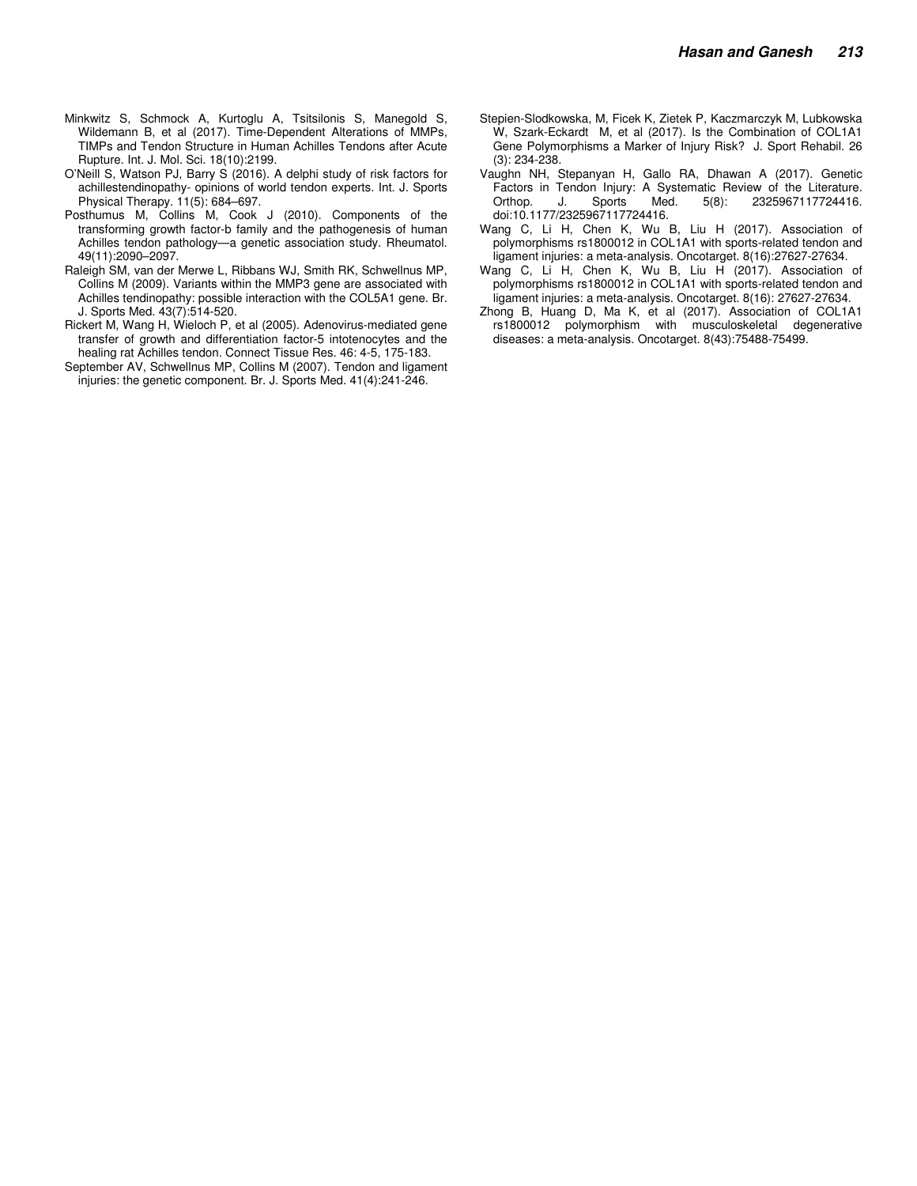Minkwitz S, Schmock A, Kurtoglu A, Tsitsilonis S, Manegold S, Wildemann B, et al (2017). Time-Dependent Alterations of MMPs, TIMPs and Tendon Structure in Human Achilles Tendons after Acute Rupture. Int. J. Mol. Sci. 18(10):2199.

O'Neill S, Watson PJ, Barry S (2016). A delphi study of risk factors for achillestendinopathy- opinions of world tendon experts. Int. J. Sports Physical Therapy. 11(5): 684–697.

Posthumus M, Collins M, Cook J (2010). Components of the transforming growth factor-b family and the pathogenesis of human Achilles tendon pathology—a genetic association study. Rheumatol. 49(11):2090–2097.

Raleigh SM, van der Merwe L, Ribbans WJ, Smith RK, Schwellnus MP, Collins M (2009). Variants within the MMP3 gene are associated with Achilles tendinopathy: possible interaction with the COL5A1 gene. Br. J. Sports Med. 43(7):514-520.

Rickert M, Wang H, Wieloch P, et al (2005). Adenovirus-mediated gene transfer of growth and differentiation factor-5 intotenocytes and the healing rat Achilles tendon. Connect Tissue Res. 46: 4-5, 175-183.

September AV, Schwellnus MP, Collins M (2007). Tendon and ligament injuries: the genetic component. Br. J. Sports Med. 41(4):241-246.

Stepien-Slodkowska, M, Ficek K, Zietek P, Kaczmarczyk M, Lubkowska W, Szark-Eckardt M, et al (2017). Is the Combination of COL1A1 Gene Polymorphisms a Marker of Injury Risk? J. Sport Rehabil. 26 (3): 234-238.

Vaughn NH, Stepanyan H, Gallo RA, Dhawan A (2017). Genetic Factors in Tendon Injury: A Systematic Review of the Literature. Orthop. J. Sports Med. 5(8): 2325967117724416. doi:10.1177/2325967117724416.

Wang C, Li H, Chen K, Wu B, Liu H (2017). Association of polymorphisms rs1800012 in COL1A1 with sports-related tendon and ligament injuries: a meta-analysis. Oncotarget. 8(16):27627-27634.

Wang C, Li H, Chen K, Wu B, Liu H (2017). Association of polymorphisms rs1800012 in COL1A1 with sports-related tendon and ligament injuries: a meta-analysis. Oncotarget. 8(16): 27627-27634.

Zhong B, Huang D, Ma K, et al (2017). Association of COL1A1 rs1800012 polymorphism with musculoskeletal degenerative diseases: a meta-analysis. Oncotarget. 8(43):75488-75499.